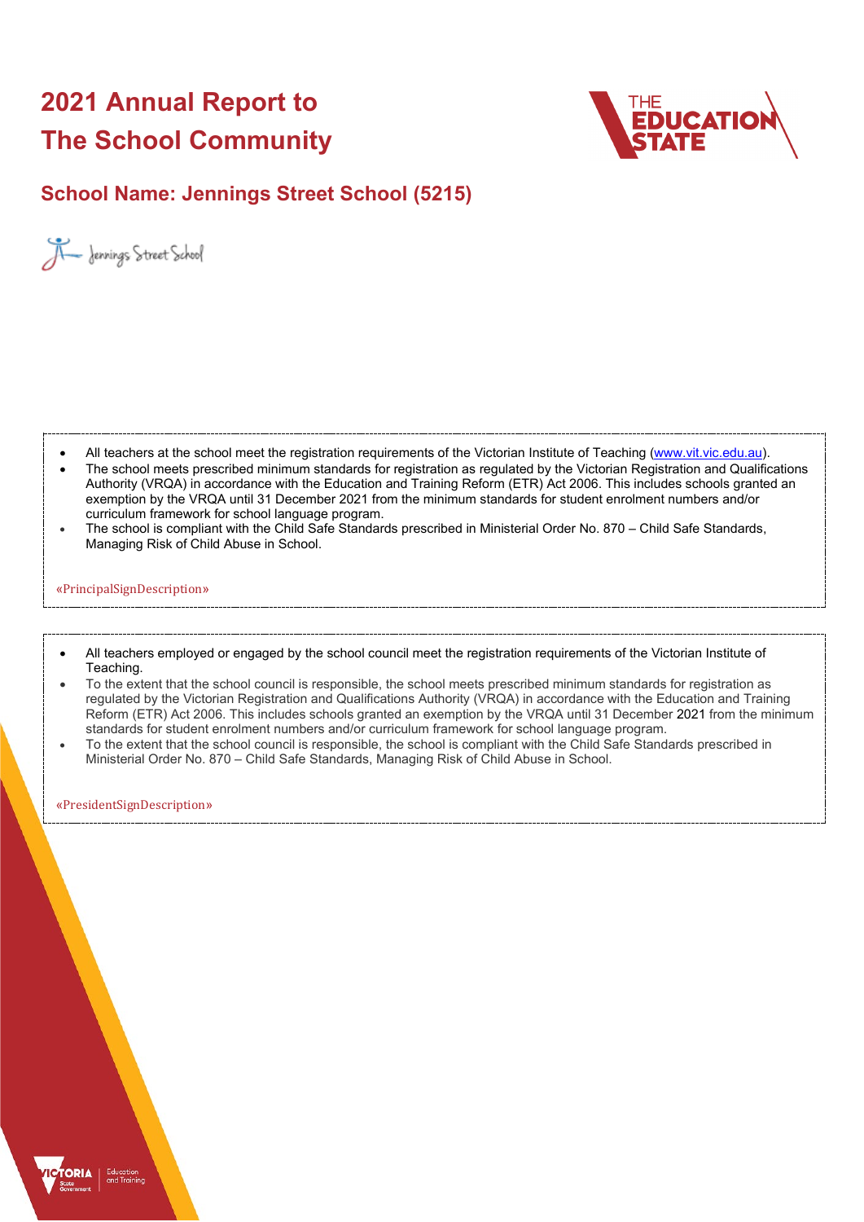# 2021 Annual Report to The School Community

## School Name: Jennings Street School (5215)

- All teachers at the school meet the registration requirements of the Victorian Institute of Teaching (www.vit.vic.edu.au).
- The school meets prescribed minimum standards for registration as regulated by the Victorian Registration and Qualifications Authority (VRQA) in accordance with the Education and Training Reform (ETR) Act 2006. This includes schools granted an exemption by the VRQA until 31 December 2021 from the minimum standards for student enrolment numbers and/or curriculum framework for school language program.
- The school is compliant with the Child Safe Standards prescribed in Ministerial Order No. 870 – Child Safe Standards, Managing Risk of Child Abuse in School.

«PrincipalSignDescription»

- All teachers employed or engaged by the school council meet the registration requirements of the Victorian Institute of Teaching.
- To the extent that the school council is responsible, the school meets prescribed minimum standards for registration as regulated by the Victorian Registration and Qualifications Authority (VRQA) in accordance with the Education and Training Reform (ETR) Act 2006. This includes schools granted an exemption by the VRQA until 31 December 2021 from the minimum standards for student enrolment numbers and/or curriculum framework for school language program.
- To the extent that the school council is responsible, the school is compliant with the Child Safe Standards prescribed in Ministerial Order No. 870 – Child Safe Standards, Managing Risk of Child Abuse in School.

«PresidentSignDescription»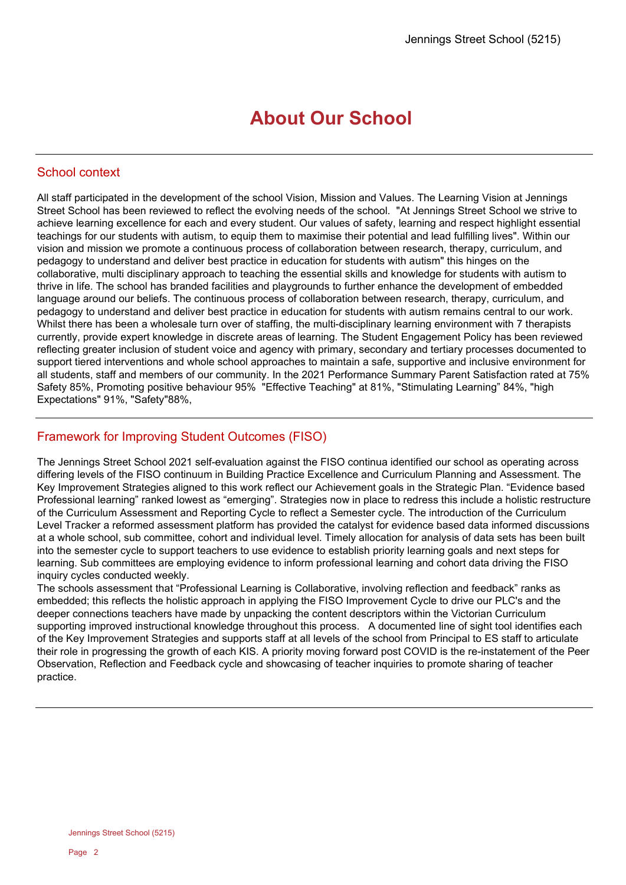# About Our School

## School context

All staff participated in the development of the school Vision, Mission and Values. The Learning Vision at Jennings Street School has been reviewed to reflect the evolving needs of the school. "At Jennings Street School we strive to achieve learning excellence for each and every student. Our values of safety, learning and respect highlight essential teachings for our students with autism, to equip them to maximise their potential and lead fulfilling lives". Within our vision and mission we promote a continuous process of collaboration between research, therapy, curriculum, and pedagogy to understand and deliver best practice in education for students with autism" this hinges on the collaborative, multi disciplinary approach to teaching the essential skills and knowledge for students with autism to thrive in life. The school has branded facilities and playgrounds to further enhance the development of embedded language around our beliefs. The continuous process of collaboration between research, therapy, curriculum, and pedagogy to understand and deliver best practice in education for students with autism remains central to our work. Whilst there has been a wholesale turn over of staffing, the multi-disciplinary learning environment with 7 therapists currently, provide expert knowledge in discrete areas of learning. The Student Engagement Policy has been reviewed reflecting greater inclusion of student voice and agency with primary, secondary and tertiary processes documented to support tiered interventions and whole school approaches to maintain a safe, supportive and inclusive environment for all students, staff and members of our community. In the 2021 Performance Summary Parent Satisfaction rated at 75% Safety 85%, Promoting positive behaviour 95% "Effective Teaching" at 81%, "Stimulating Learning" 84%, "high Expectations" 91%, "Safety"88%,

## Framework for Improving Student Outcomes (FISO)

The Jennings Street School 2021 self-evaluation against the FISO continua identified our school as operating across differing levels of the FISO continuum in Building Practice Excellence and Curriculum Planning and Assessment. The Key Improvement Strategies aligned to this work reflect our Achievement goals in the Strategic Plan. "Evidence based Professional learning" ranked lowest as "emerging". Strategies now in place to redress this include a holistic restructure of the Curriculum Assessment and Reporting Cycle to reflect a Semester cycle. The introduction of the Curriculum Level Tracker a reformed assessment platform has provided the catalyst for evidence based data informed discussions at a whole school, sub committee, cohort and individual level. Timely allocation for analysis of data sets has been built into the semester cycle to support teachers to use evidence to establish priority learning goals and next steps for learning. Sub committees are employing evidence to inform professional learning and cohort data driving the FISO inquiry cycles conducted weekly.

The schools assessment that "Professional Learning is Collaborative, involving reflection and feedback" ranks as embedded; this reflects the holistic approach in applying the FISO Improvement Cycle to drive our PLC's and the deeper connections teachers have made by unpacking the content descriptors within the Victorian Curriculum supporting improved instructional knowledge throughout this process. A documented line of sight tool identifies each of the Key Improvement Strategies and supports staff at all levels of the school from Principal to ES staff to articulate their role in progressing the growth of each KIS. A priority moving forward post COVID is the re-instatement of the Peer Observation, Reflection and Feedback cycle and showcasing of teacher inquiries to promote sharing of teacher practice.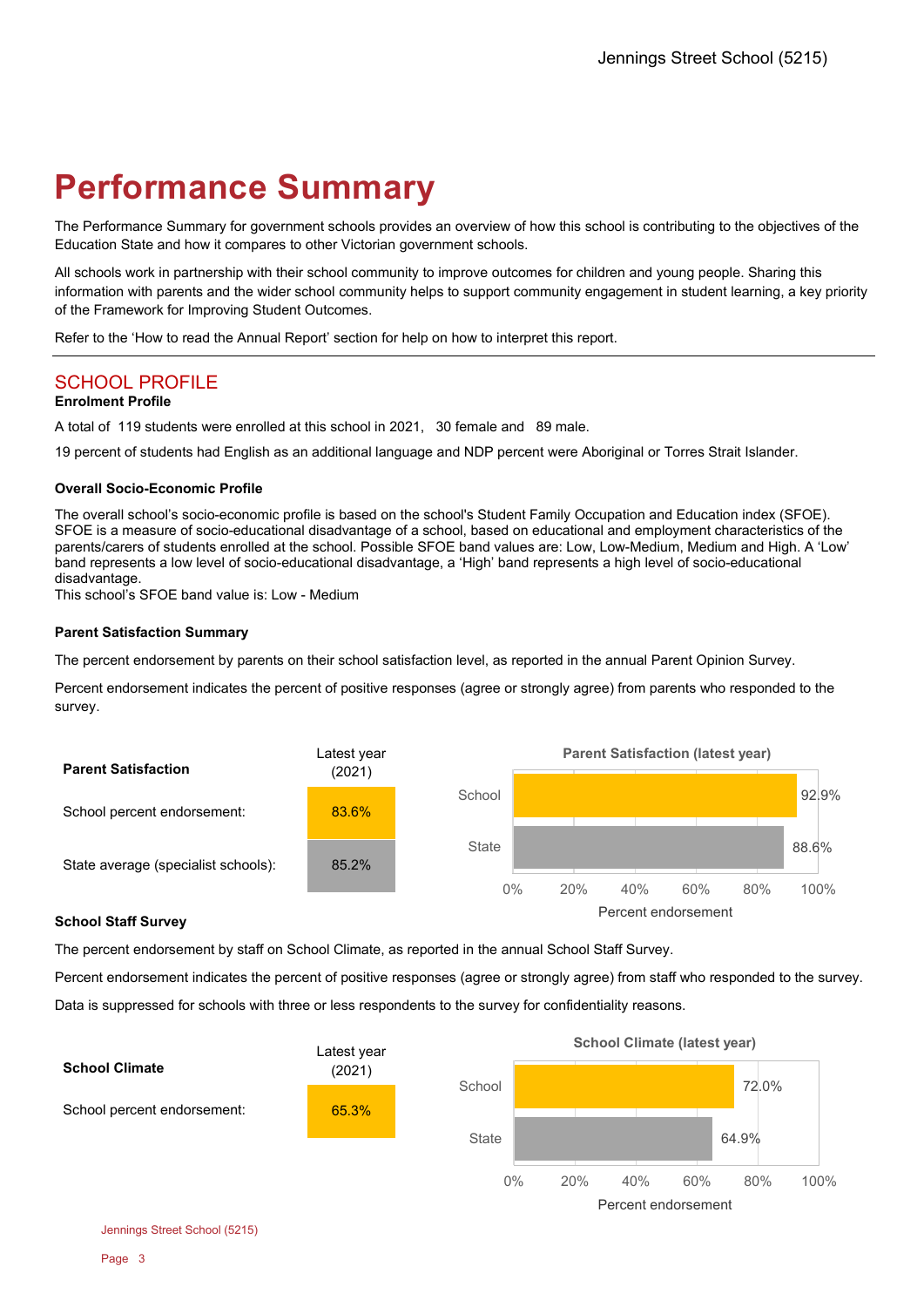# Performance Summary

The Performance Summary for government schools provides an overview of how this school is contributing to the objectives of the Education State and how it compares to other Victorian government schools.

All schools work in partnership with their school community to improve outcomes for children and young people. Sharing this information with parents and the wider school community helps to support community engagement in student learning, a key priority of the Framework for Improving Student Outcomes.

Refer to the 'How to read the Annual Report' section for help on how to interpret this report.

## SCHOOL PROFILE

### Enrolment Profile

A total of 119 students were enrolled at this school in 2021, 30 female and 89 male.

19 percent of students had English as an additional language and NDP percent were Aboriginal or Torres Strait Islander.

### Overall Socio-Economic Profile

The overall school's socio-economic profile is based on the school's Student Family Occupation and Education index (SFOE). SFOE is a measure of socio-educational disadvantage of a school, based on educational and employment characteristics of the parents/carers of students enrolled at the school. Possible SFOE band values are: Low, Low-Medium, Medium and High. A 'Low' band represents a low level of socio-educational disadvantage, a 'High' band represents a high level of socio-educational disadvantage.
This school's SFOE band value is: Low - Medium

### Parent Satisfaction Summary

The percent endorsement by parents on their school satisfaction level, as reported in the annual Parent Opinion Survey.

Percent endorsement indicates the percent of positive responses (agree or strongly agree) from parents who responded to the survey.

| Parent Satisfaction | Latest year (2021) |
|---|---|
| School percent endorsement: | 83.6% |
| State average (specialist schools): | 85.2% |

**Parent Satisfaction (latest year)**

| | Percent endorsement |
|---|---|
| School | 92.9% |
| State | 88.6% |

### School Staff Survey

The percent endorsement by staff on School Climate, as reported in the annual School Staff Survey.

Percent endorsement indicates the percent of positive responses (agree or strongly agree) from staff who responded to the survey.

Data is suppressed for schools with three or less respondents to the survey for confidentiality reasons.

| School Climate | Latest year (2021) |
|---|---|
| School percent endorsement: | 65.3% |

**School Climate (latest year)**

| | Percent endorsement |
|---|---|
| School | 72.0% |
| State | 64.9% |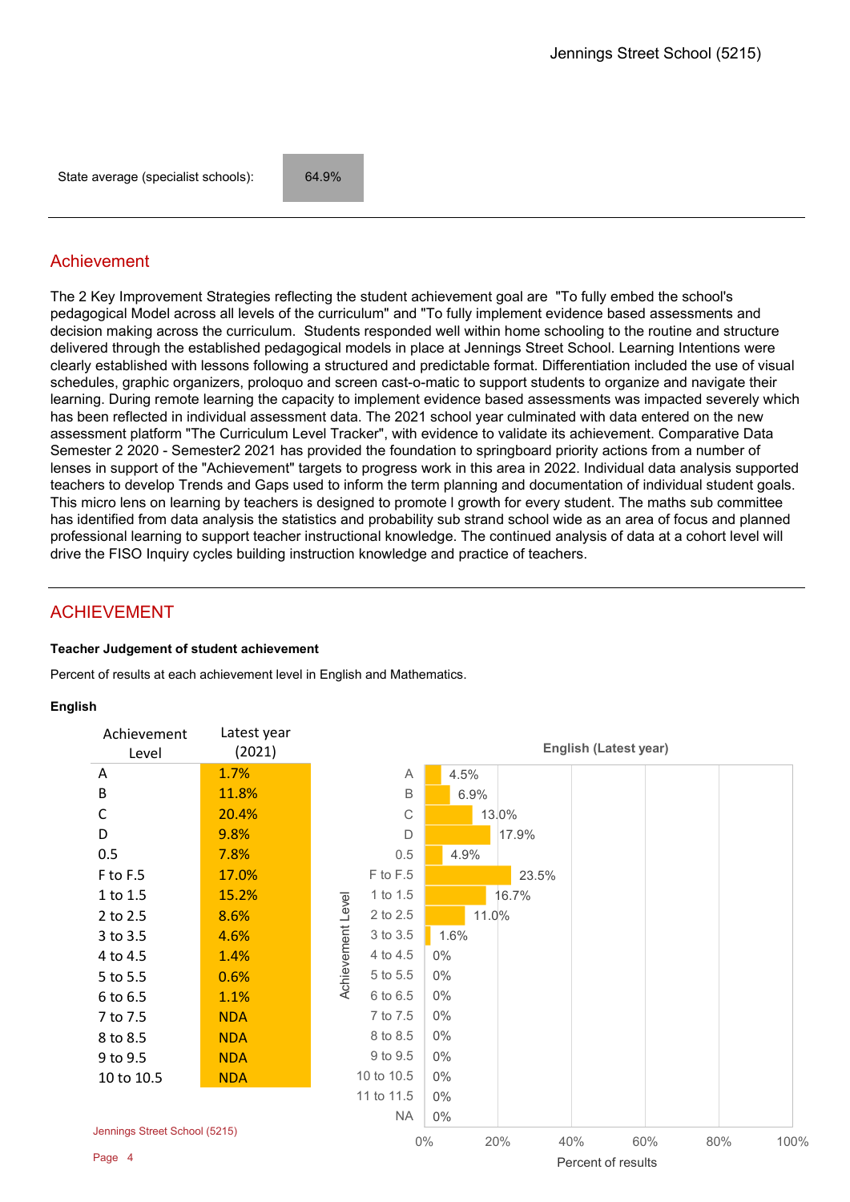| State average (specialist schools): | 64.9% |
|---|---|

## Achievement

The 2 Key Improvement Strategies reflecting the student achievement goal are "To fully embed the school's pedagogical Model across all levels of the curriculum" and "To fully implement evidence based assessments and decision making across the curriculum. Students responded well within home schooling to the routine and structure delivered through the established pedagogical models in place at Jennings Street School. Learning Intentions were clearly established with lessons following a structured and predictable format. Differentiation included the use of visual schedules, graphic organizers, proloquo and screen cast-o-matic to support students to organize and navigate their learning. During remote learning the capacity to implement evidence based assessments was impacted severely which has been reflected in individual assessment data. The 2021 school year culminated with data entered on the new assessment platform "The Curriculum Level Tracker", with evidence to validate its achievement. Comparative Data Semester 2 2020 - Semester2 2021 has provided the foundation to springboard priority actions from a number of lenses in support of the "Achievement" targets to progress work in this area in 2022. Individual data analysis supported teachers to develop Trends and Gaps used to inform the term planning and documentation of individual student goals. This micro lens on learning by teachers is designed to promote l growth for every student. The maths sub committee has identified from data analysis the statistics and probability sub strand school wide as an area of focus and planned professional learning to support teacher instructional knowledge. The continued analysis of data at a cohort level will drive the FISO Inquiry cycles building instruction knowledge and practice of teachers.

## ACHIEVEMENT

**Teacher Judgement of student achievement**

Percent of results at each achievement level in English and Mathematics.

**English**

| Achievement Level | Latest year (2021) |
|---|---|
| A | 1.7% |
| B | 11.8% |
| C | 20.4% |
| D | 9.8% |
| 0.5 | 7.8% |
| F to F.5 | 17.0% |
| 1 to 1.5 | 15.2% |
| 2 to 2.5 | 8.6% |
| 3 to 3.5 | 4.6% |
| 4 to 4.5 | 1.4% |
| 5 to 5.5 | 0.6% |
| 6 to 6.5 | 1.1% |
| 7 to 7.5 | NDA |
| 8 to 8.5 | NDA |
| 9 to 9.5 | NDA |
| 10 to 10.5 | NDA |

**English (Latest year)**

| Achievement Level | Percent of results |
|---|---|
| A | 4.5% |
| B | 6.9% |
| C | 13.0% |
| D | 17.9% |
| 0.5 | 4.9% |
| F to F.5 | 23.5% |
| 1 to 1.5 | 16.7% |
| 2 to 2.5 | 11.0% |
| 3 to 3.5 | 1.6% |
| 4 to 4.5 | 0% |
| 5 to 5.5 | 0% |
| 6 to 6.5 | 0% |
| 7 to 7.5 | 0% |
| 8 to 8.5 | 0% |
| 9 to 9.5 | 0% |
| 10 to 10.5 | 0% |
| 11 to 11.5 | 0% |
| NA | 0% |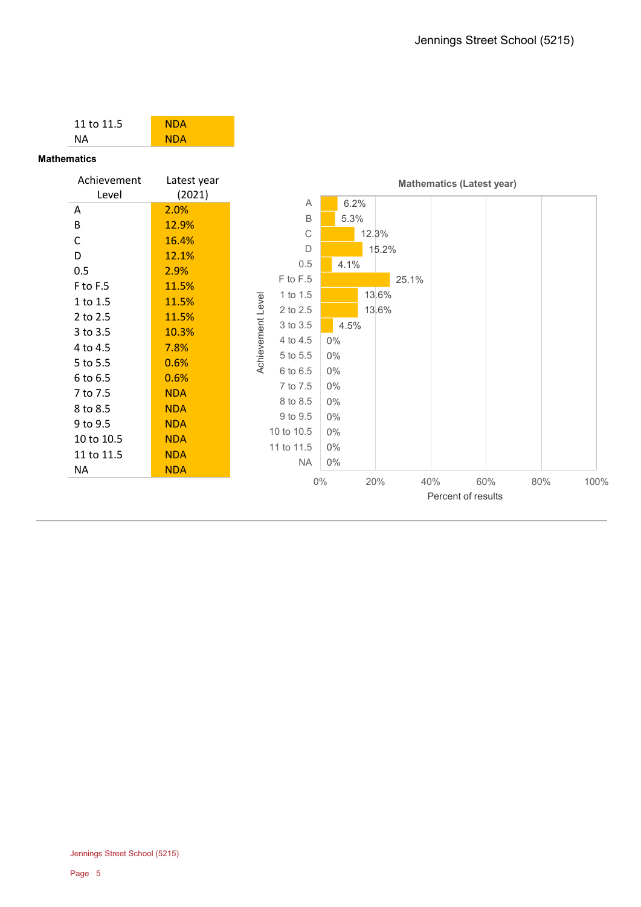| | |
|---|---|
| 11 to 11.5 | NDA |
| NA | NDA |

**Mathematics**

| Achievement Level | Latest year (2021) |
|---|---|
| A | 2.0% |
| B | 12.9% |
| C | 16.4% |
| D | 12.1% |
| 0.5 | 2.9% |
| F to F.5 | 11.5% |
| 1 to 1.5 | 11.5% |
| 2 to 2.5 | 11.5% |
| 3 to 3.5 | 10.3% |
| 4 to 4.5 | 7.8% |
| 5 to 5.5 | 0.6% |
| 6 to 6.5 | 0.6% |
| 7 to 7.5 | NDA |
| 8 to 8.5 | NDA |
| 9 to 9.5 | NDA |
| 10 to 10.5 | NDA |
| 11 to 11.5 | NDA |
| NA | NDA |

**Mathematics (Latest year)**

| Achievement Level | Percent of results |
|---|---|
| A | 6.2% |
| B | 5.3% |
| C | 12.3% |
| D | 15.2% |
| 0.5 | 4.1% |
| F to F.5 | 25.1% |
| 1 to 1.5 | 13.6% |
| 2 to 2.5 | 13.6% |
| 3 to 3.5 | 4.5% |
| 4 to 4.5 | 0% |
| 5 to 5.5 | 0% |
| 6 to 6.5 | 0% |
| 7 to 7.5 | 0% |
| 8 to 8.5 | 0% |
| 9 to 9.5 | 0% |
| 10 to 10.5 | 0% |
| 11 to 11.5 | 0% |
| NA | 0% |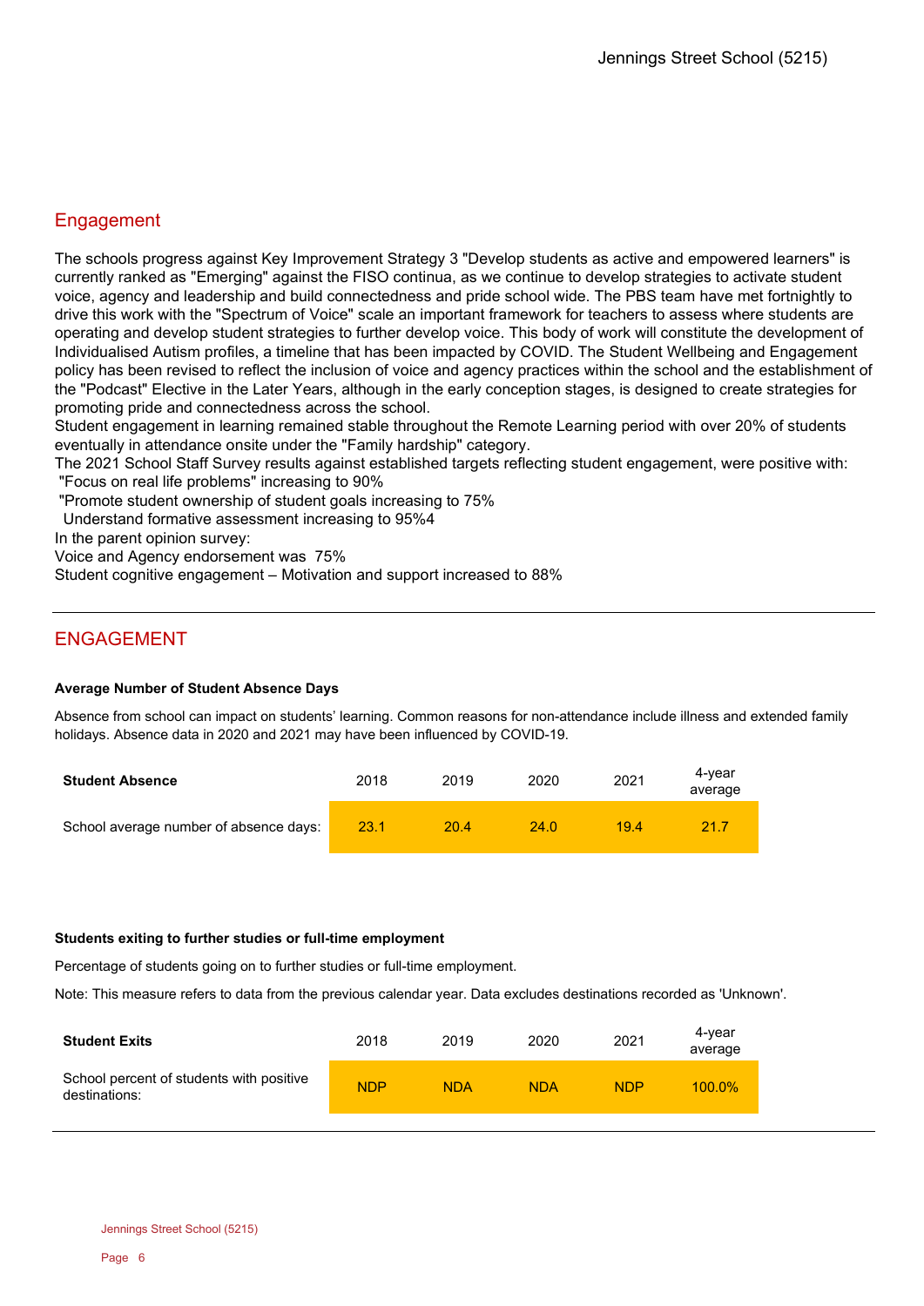## Engagement

The schools progress against Key Improvement Strategy 3 "Develop students as active and empowered learners" is currently ranked as "Emerging" against the FISO continua, as we continue to develop strategies to activate student voice, agency and leadership and build connectedness and pride school wide. The PBS team have met fortnightly to drive this work with the "Spectrum of Voice" scale an important framework for teachers to assess where students are operating and develop student strategies to further develop voice. This body of work will constitute the development of Individualised Autism profiles, a timeline that has been impacted by COVID. The Student Wellbeing and Engagement policy has been revised to reflect the inclusion of voice and agency practices within the school and the establishment of the "Podcast" Elective in the Later Years, although in the early conception stages, is designed to create strategies for promoting pride and connectedness across the school.
Student engagement in learning remained stable throughout the Remote Learning period with over 20% of students eventually in attendance onsite under the "Family hardship" category.
The 2021 School Staff Survey results against established targets reflecting student engagement, were positive with:
"Focus on real life problems" increasing to 90%
"Promote student ownership of student goals increasing to 75%
Understand formative assessment increasing to 95%4
In the parent opinion survey:
Voice and Agency endorsement was 75%
Student cognitive engagement – Motivation and support increased to 88%

## ENGAGEMENT

**Average Number of Student Absence Days**

Absence from school can impact on students' learning. Common reasons for non-attendance include illness and extended family holidays. Absence data in 2020 and 2021 may have been influenced by COVID-19.

| Student Absence | 2018 | 2019 | 2020 | 2021 | 4-year average |
|---|---|---|---|---|---|
| School average number of absence days: | 23.1 | 20.4 | 24.0 | 19.4 | 21.7 |

**Students exiting to further studies or full-time employment**

Percentage of students going on to further studies or full-time employment.

Note: This measure refers to data from the previous calendar year. Data excludes destinations recorded as 'Unknown'.

| Student Exits | 2018 | 2019 | 2020 | 2021 | 4-year average |
|---|---|---|---|---|---|
| School percent of students with positive destinations: | NDP | NDA | NDA | NDP | 100.0% |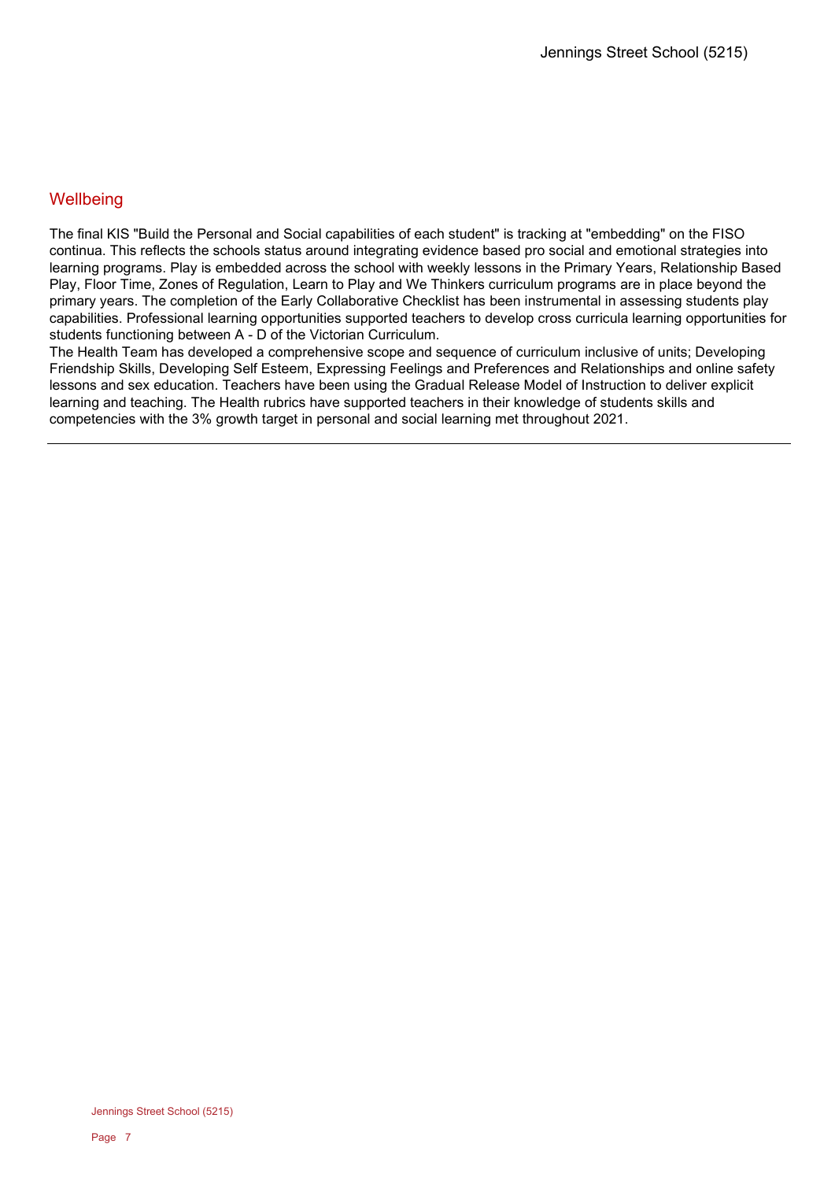## Wellbeing

The final KIS "Build the Personal and Social capabilities of each student" is tracking at "embedding" on the FISO continua. This reflects the schools status around integrating evidence based pro social and emotional strategies into learning programs. Play is embedded across the school with weekly lessons in the Primary Years, Relationship Based Play, Floor Time, Zones of Regulation, Learn to Play and We Thinkers curriculum programs are in place beyond the primary years. The completion of the Early Collaborative Checklist has been instrumental in assessing students play capabilities. Professional learning opportunities supported teachers to develop cross curricula learning opportunities for students functioning between A - D of the Victorian Curriculum.
The Health Team has developed a comprehensive scope and sequence of curriculum inclusive of units; Developing Friendship Skills, Developing Self Esteem, Expressing Feelings and Preferences and Relationships and online safety lessons and sex education. Teachers have been using the Gradual Release Model of Instruction to deliver explicit learning and teaching. The Health rubrics have supported teachers in their knowledge of students skills and competencies with the 3% growth target in personal and social learning met throughout 2021.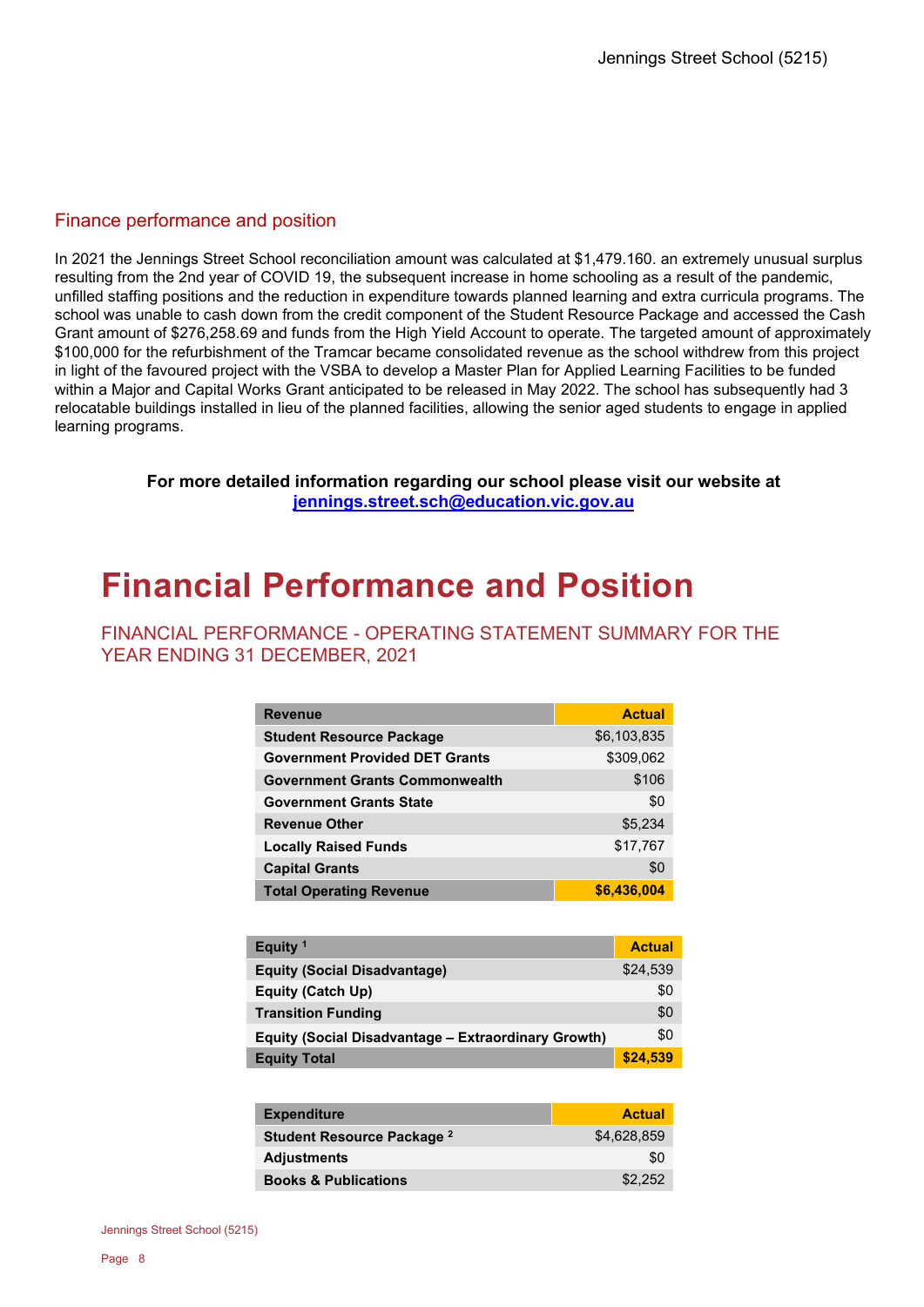## Finance performance and position

In 2021 the Jennings Street School reconciliation amount was calculated at $1,479.160. an extremely unusual surplus resulting from the 2nd year of COVID 19, the subsequent increase in home schooling as a result of the pandemic, unfilled staffing positions and the reduction in expenditure towards planned learning and extra curricula programs. The school was unable to cash down from the credit component of the Student Resource Package and accessed the Cash Grant amount of $276,258.69 and funds from the High Yield Account to operate. The targeted amount of approximately $100,000 for the refurbishment of the Tramcar became consolidated revenue as the school withdrew from this project in light of the favoured project with the VSBA to develop a Master Plan for Applied Learning Facilities to be funded within a Major and Capital Works Grant anticipated to be released in May 2022. The school has subsequently had 3 relocatable buildings installed in lieu of the planned facilities, allowing the senior aged students to engage in applied learning programs.

**For more detailed information regarding our school please visit our website at [jennings.street.sch@education.vic.gov.au](mailto:jennings.street.sch@education.vic.gov.au)**

# Financial Performance and Position

## FINANCIAL PERFORMANCE - OPERATING STATEMENT SUMMARY FOR THE YEAR ENDING 31 DECEMBER, 2021

| Revenue | Actual |
|---|---|
| **Student Resource Package** | $6,103,835 |
| **Government Provided DET Grants** | $309,062 |
| **Government Grants Commonwealth** | $106 |
| **Government Grants State** | $0 |
| **Revenue Other** | $5,234 |
| **Locally Raised Funds** | $17,767 |
| **Capital Grants** | $0 |
| **Total Operating Revenue** | **$6,436,004** |

| Equity [1] | Actual |
|---|---|
| **Equity (Social Disadvantage)** | $24,539 |
| **Equity (Catch Up)** | $0 |
| **Transition Funding** | $0 |
| **Equity (Social Disadvantage – Extraordinary Growth)** | $0 |
| **Equity Total** | **$24,539** |

| Expenditure | Actual |
|---|---|
| **Student Resource Package [2]** | $4,628,859 |
| **Adjustments** | $0 |
| **Books & Publications** | $2,252 |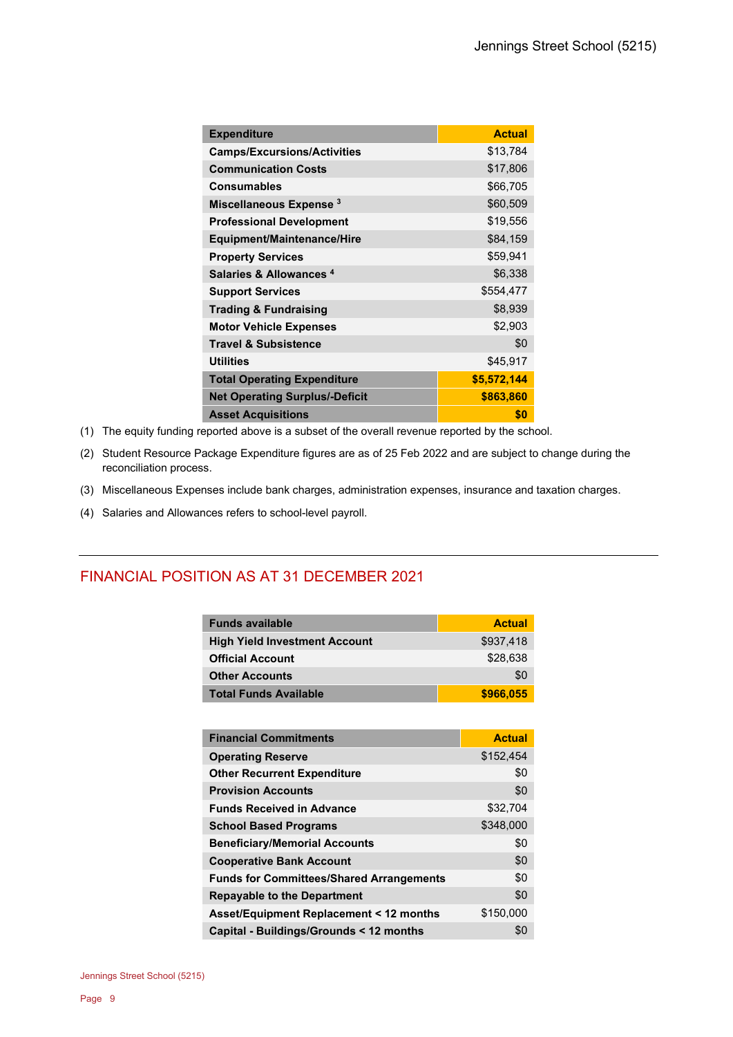| Expenditure | Actual |
|---|---|
| Camps/Excursions/Activities | $13,784 |
| Communication Costs | $17,806 |
| Consumables | $66,705 |
| Miscellaneous Expense [3] | $60,509 |
| Professional Development | $19,556 |
| Equipment/Maintenance/Hire | $84,159 |
| Property Services | $59,941 |
| Salaries & Allowances [4] | $6,338 |
| Support Services | $554,477 |
| Trading & Fundraising | $8,939 |
| Motor Vehicle Expenses | $2,903 |
| Travel & Subsistence | $0 |
| Utilities | $45,917 |
| **Total Operating Expenditure** | **$5,572,144** |
| **Net Operating Surplus/-Deficit** | **$863,860** |
| **Asset Acquisitions** | **$0** |

(1) The equity funding reported above is a subset of the overall revenue reported by the school.

(2) Student Resource Package Expenditure figures are as of 25 Feb 2022 and are subject to change during the reconciliation process.

(3) Miscellaneous Expenses include bank charges, administration expenses, insurance and taxation charges.

(4) Salaries and Allowances refers to school-level payroll.

## FINANCIAL POSITION AS AT 31 DECEMBER 2021

| Funds available | Actual |
|---|---|
| High Yield Investment Account | $937,418 |
| Official Account | $28,638 |
| Other Accounts | $0 |
| **Total Funds Available** | **$966,055** |

| Financial Commitments | Actual |
|---|---|
| Operating Reserve | $152,454 |
| Other Recurrent Expenditure | $0 |
| Provision Accounts | $0 |
| Funds Received in Advance | $32,704 |
| School Based Programs | $348,000 |
| Beneficiary/Memorial Accounts | $0 |
| Cooperative Bank Account | $0 |
| Funds for Committees/Shared Arrangements | $0 |
| Repayable to the Department | $0 |
| Asset/Equipment Replacement < 12 months | $150,000 |
| Capital - Buildings/Grounds < 12 months | $0 |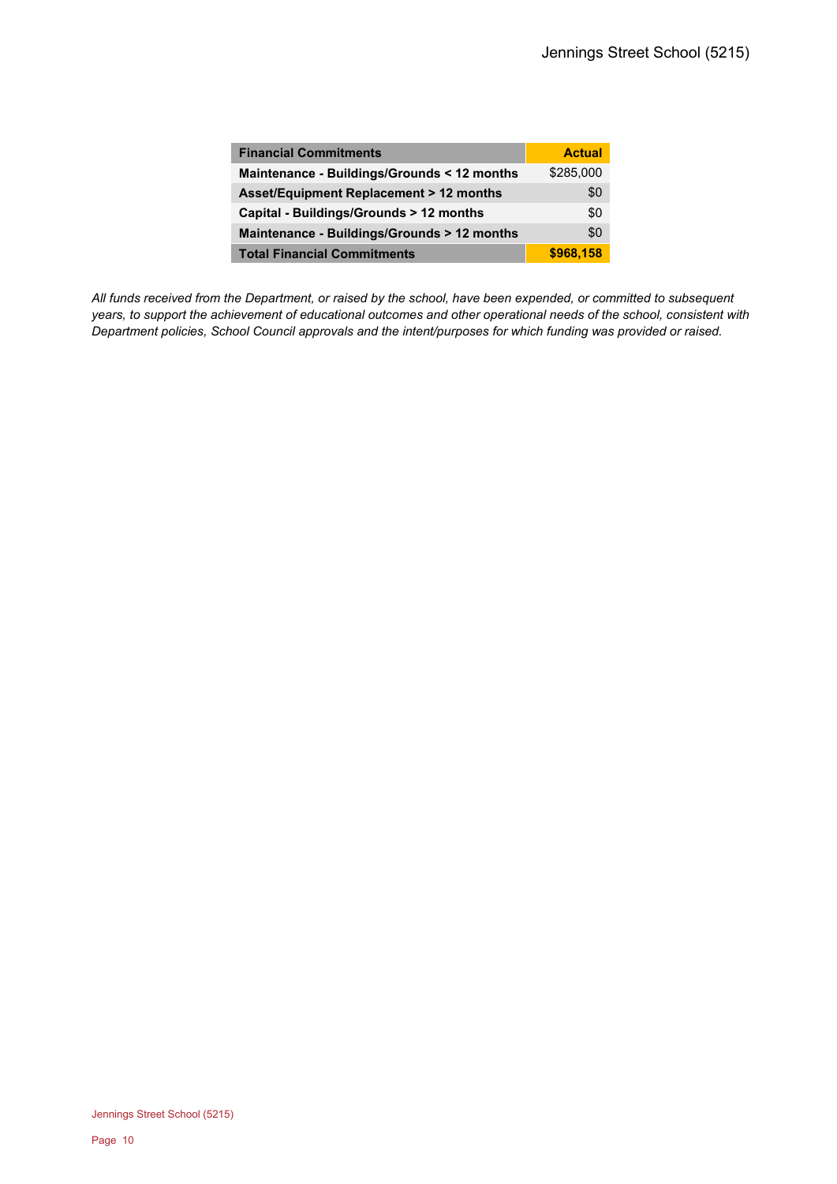| Financial Commitments | Actual |
|---|---|
| Maintenance - Buildings/Grounds < 12 months | $285,000 |
| Asset/Equipment Replacement > 12 months | $0 |
| Capital - Buildings/Grounds > 12 months | $0 |
| Maintenance - Buildings/Grounds > 12 months | $0 |
| **Total Financial Commitments** | **$968,158** |

*All funds received from the Department, or raised by the school, have been expended, or committed to subsequent years, to support the achievement of educational outcomes and other operational needs of the school, consistent with Department policies, School Council approvals and the intent/purposes for which funding was provided or raised.*